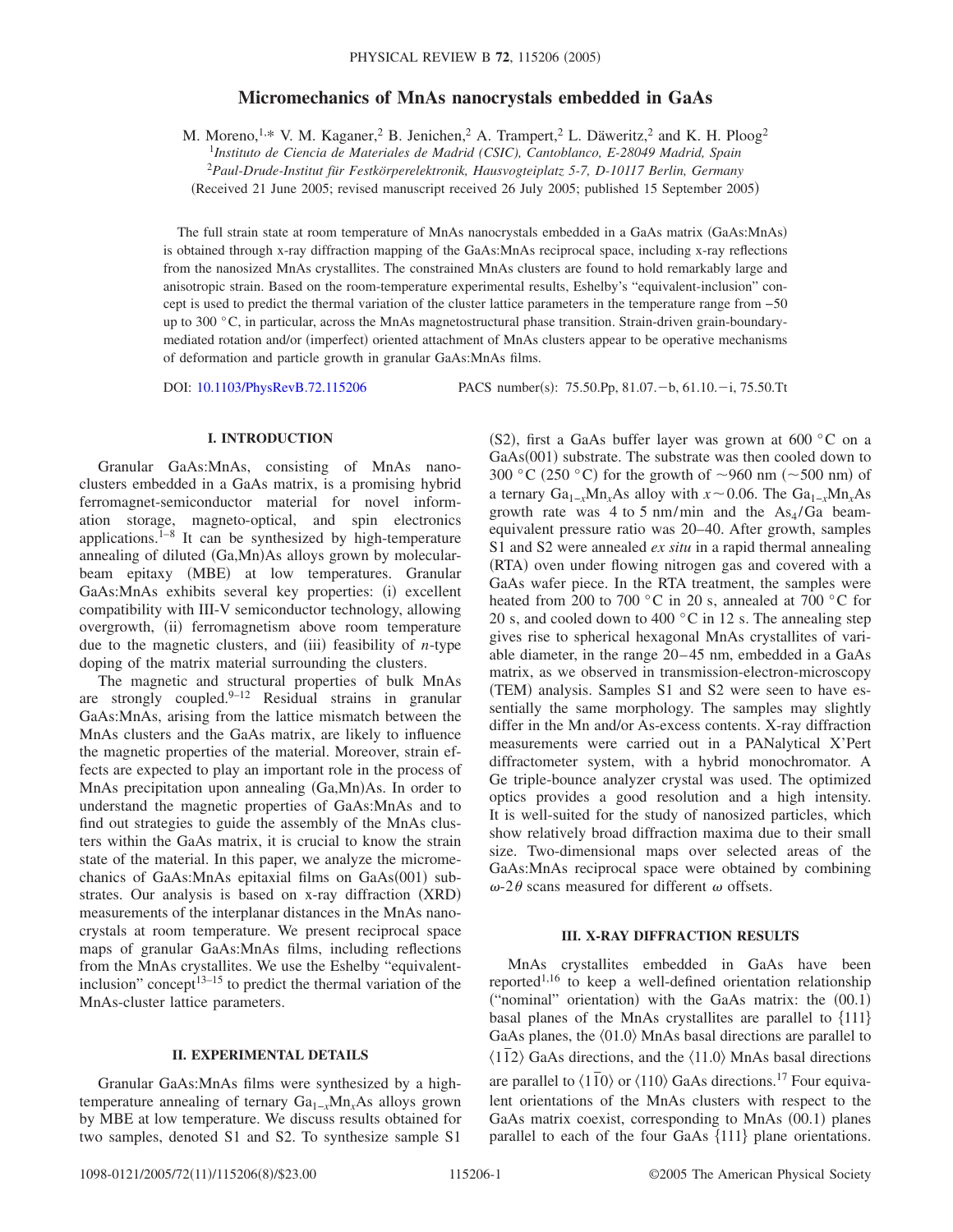# Micromechanics of MnAs nanocrystals embedded in GaAs

M. Moreno,[1,*] V. M. Kaganer,[2] B. Jenichen,[2] A. Trampert,[2] L. Däweritz,[2] and K. H. Ploog[2]

[1]*Instituto de Ciencia de Materiales de Madrid (CSIC), Cantoblanco, E-28049 Madrid, Spain*

[2]*Paul-Drude-Institut für Festkörperelektronik, Hausvogteiplatz 5-7, D-10117 Berlin, Germany*

(Received 21 June 2005; revised manuscript received 26 July 2005; published 15 September 2005)

The full strain state at room temperature of MnAs nanocrystals embedded in a GaAs matrix (GaAs:MnAs) is obtained through x-ray diffraction mapping of the GaAs:MnAs reciprocal space, including x-ray reflections from the nanosized MnAs crystallites. The constrained MnAs clusters are found to hold remarkably large and anisotropic strain. Based on the room-temperature experimental results, Eshelby's "equivalent-inclusion" concept is used to predict the thermal variation of the cluster lattice parameters in the temperature range from −50 up to 300 °C, in particular, across the MnAs magnetostructural phase transition. Strain-driven grain-boundary-mediated rotation and/or (imperfect) oriented attachment of MnAs clusters appear to be operative mechanisms of deformation and particle growth in granular GaAs:MnAs films.

DOI: 10.1103/PhysRevB.72.115206 PACS number(s): 75.50.Pp, 81.07.−b, 61.10.−i, 75.50.Tt

## I. INTRODUCTION

Granular GaAs:MnAs, consisting of MnAs nanoclusters embedded in a GaAs matrix, is a promising hybrid ferromagnet-semiconductor material for novel information storage, magneto-optical, and spin electronics applications.[1–8] It can be synthesized by high-temperature annealing of diluted (Ga,Mn)As alloys grown by molecular-beam epitaxy (MBE) at low temperatures. Granular GaAs:MnAs exhibits several key properties: (i) excellent compatibility with III-V semiconductor technology, allowing overgrowth, (ii) ferromagnetism above room temperature due to the magnetic clusters, and (iii) feasibility of $n$-type doping of the matrix material surrounding the clusters.

The magnetic and structural properties of bulk MnAs are strongly coupled.[9–12] Residual strains in granular GaAs:MnAs, arising from the lattice mismatch between the MnAs clusters and the GaAs matrix, are likely to influence the magnetic properties of the material. Moreover, strain effects are expected to play an important role in the process of MnAs precipitation upon annealing (Ga,Mn)As. In order to understand the magnetic properties of GaAs:MnAs and to find out strategies to guide the assembly of the MnAs clusters within the GaAs matrix, it is crucial to know the strain state of the material. In this paper, we analyze the micromechanics of GaAs:MnAs epitaxial films on GaAs(001) substrates. Our analysis is based on x-ray diffraction (XRD) measurements of the interplanar distances in the MnAs nanocrystals at room temperature. We present reciprocal space maps of granular GaAs:MnAs films, including reflections from the MnAs crystallites. We use the Eshelby "equivalent-inclusion" concept[13–15] to predict the thermal variation of the MnAs-cluster lattice parameters.

## II. EXPERIMENTAL DETAILS

Granular GaAs:MnAs films were synthesized by a high-temperature annealing of ternary $Ga_{1-x}Mn_xAs$ alloys grown by MBE at low temperature. We discuss results obtained for two samples, denoted S1 and S2. To synthesize sample S1 (S2), first a GaAs buffer layer was grown at 600 °C on a GaAs(001) substrate. The substrate was then cooled down to 300 °C (250 °C) for the growth of ~960 nm (~500 nm) of a ternary $Ga_{1-x}Mn_xAs$ alloy with $x \sim 0.06$. The $Ga_{1-x}Mn_xAs$ growth rate was 4 to 5 nm/min and the $As_4$/Ga beam-equivalent pressure ratio was 20–40. After growth, samples S1 and S2 were annealed *ex situ* in a rapid thermal annealing (RTA) oven under flowing nitrogen gas and covered with a GaAs wafer piece. In the RTA treatment, the samples were heated from 200 to 700 °C in 20 s, annealed at 700 °C for 20 s, and cooled down to 400 °C in 12 s. The annealing step gives rise to spherical hexagonal MnAs crystallites of variable diameter, in the range 20–45 nm, embedded in a GaAs matrix, as we observed in transmission-electron-microscopy (TEM) analysis. Samples S1 and S2 were seen to have essentially the same morphology. The samples may slightly differ in the Mn and/or As-excess contents. X-ray diffraction measurements were carried out in a PANalytical X'Pert diffractometer system, with a hybrid monochromator. A Ge triple-bounce analyzer crystal was used. The optimized optics provides a good resolution and a high intensity. It is well-suited for the study of nanosized particles, which show relatively broad diffraction maxima due to their small size. Two-dimensional maps over selected areas of the GaAs:MnAs reciprocal space were obtained by combining $\omega$-$2\theta$ scans measured for different $\omega$ offsets.

## III. X-RAY DIFFRACTION RESULTS

MnAs crystallites embedded in GaAs have been reported[1,16] to keep a well-defined orientation relationship ("nominal" orientation) with the GaAs matrix: the (00.1) basal planes of the MnAs crystallites are parallel to {111} GaAs planes, the ⟨01.0⟩ MnAs basal directions are parallel to $\langle 1\bar{1}2\rangle$ GaAs directions, and the ⟨11.0⟩ MnAs basal directions are parallel to $\langle 1\bar{1}0\rangle$ or ⟨110⟩ GaAs directions.[17] Four equivalent orientations of the MnAs clusters with respect to the GaAs matrix coexist, corresponding to MnAs (00.1) planes parallel to each of the four GaAs {111} plane orientations.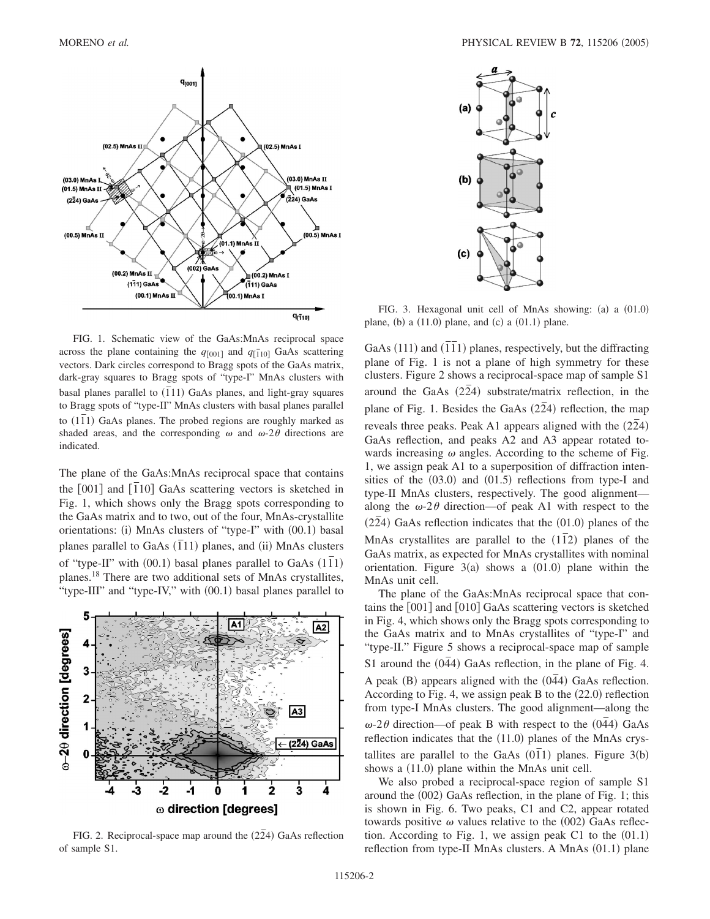FIG. 1. Schematic view of the GaAs:MnAs reciprocal space across the plane containing the $q_{[001]}$ and $q_{[\bar{1}10]}$ GaAs scattering vectors. Dark circles correspond to Bragg spots of the GaAs matrix, dark-gray squares to Bragg spots of "type-I" MnAs clusters with basal planes parallel to $(\bar{1}11)$ GaAs planes, and light-gray squares to Bragg spots of "type-II" MnAs clusters with basal planes parallel to $(1\bar{1}1)$ GaAs planes. The probed regions are roughly marked as shaded areas, and the corresponding $\omega$ and $\omega$-2$\theta$ directions are indicated.

The plane of the GaAs:MnAs reciprocal space that contains the [001] and $[\bar{1}10]$ GaAs scattering vectors is sketched in Fig. 1, which shows only the Bragg spots corresponding to the GaAs matrix and to two, out of the four, MnAs-crystallite orientations: (i) MnAs clusters of "type-I" with (00.1) basal planes parallel to GaAs $(\bar{1}11)$ planes, and (ii) MnAs clusters of "type-II" with (00.1) basal planes parallel to GaAs $(1\bar{1}1)$ planes.[18] There are two additional sets of MnAs crystallites, "type-III" and "type-IV," with (00.1) basal planes parallel to GaAs (111) and $(\bar{1}\bar{1}1)$ planes, respectively, but the diffracting plane of Fig. 1 is not a plane of high symmetry for these clusters. Figure 2 shows a reciprocal-space map of sample S1 around the GaAs $(2\bar{2}4)$ substrate/matrix reflection, in the plane of Fig. 1. Besides the GaAs $(2\bar{2}4)$ reflection, the map reveals three peaks. Peak A1 appears aligned with the $(2\bar{2}4)$ GaAs reflection, and peaks A2 and A3 appear rotated towards increasing $\omega$ angles. According to the scheme of Fig. 1, we assign peak A1 to a superposition of diffraction intensities of the (03.0) and (01.5) reflections from type-I and type-II MnAs clusters, respectively. The good alignment—along the $\omega$-2$\theta$ direction—of peak A1 with respect to the $(2\bar{2}4)$ GaAs reflection indicates that the (01.0) planes of the MnAs crystallites are parallel to the $(1\bar{1}2)$ planes of the GaAs matrix, as expected for MnAs crystallites with nominal orientation. Figure 3(a) shows a (01.0) plane within the MnAs unit cell.

FIG. 2. Reciprocal-space map around the $(2\bar{2}4)$ GaAs reflection of sample S1.

FIG. 3. Hexagonal unit cell of MnAs showing: (a) a (01.0) plane, (b) a (11.0) plane, and (c) a (01.1) plane.

The plane of the GaAs:MnAs reciprocal space that contains the [001] and [010] GaAs scattering vectors is sketched in Fig. 4, which shows only the Bragg spots corresponding to the GaAs matrix and to MnAs crystallites of "type-I" and "type-II." Figure 5 shows a reciprocal-space map of sample S1 around the $(0\bar{4}4)$ GaAs reflection, in the plane of Fig. 4. A peak (B) appears aligned with the $(0\bar{4}4)$ GaAs reflection. According to Fig. 4, we assign peak B to the (22.0) reflection from type-I MnAs clusters. The good alignment—along the $\omega$-2$\theta$ direction—of peak B with respect to the $(0\bar{4}4)$ GaAs reflection indicates that the (11.0) planes of the MnAs crystallites are parallel to the GaAs $(0\bar{1}1)$ planes. Figure 3(b) shows a (11.0) plane within the MnAs unit cell.

We also probed a reciprocal-space region of sample S1 around the (002) GaAs reflection, in the plane of Fig. 1; this is shown in Fig. 6. Two peaks, C1 and C2, appear rotated towards positive $\omega$ values relative to the (002) GaAs reflection. According to Fig. 1, we assign peak C1 to the (01.1) reflection from type-II MnAs clusters. A MnAs (01.1) plane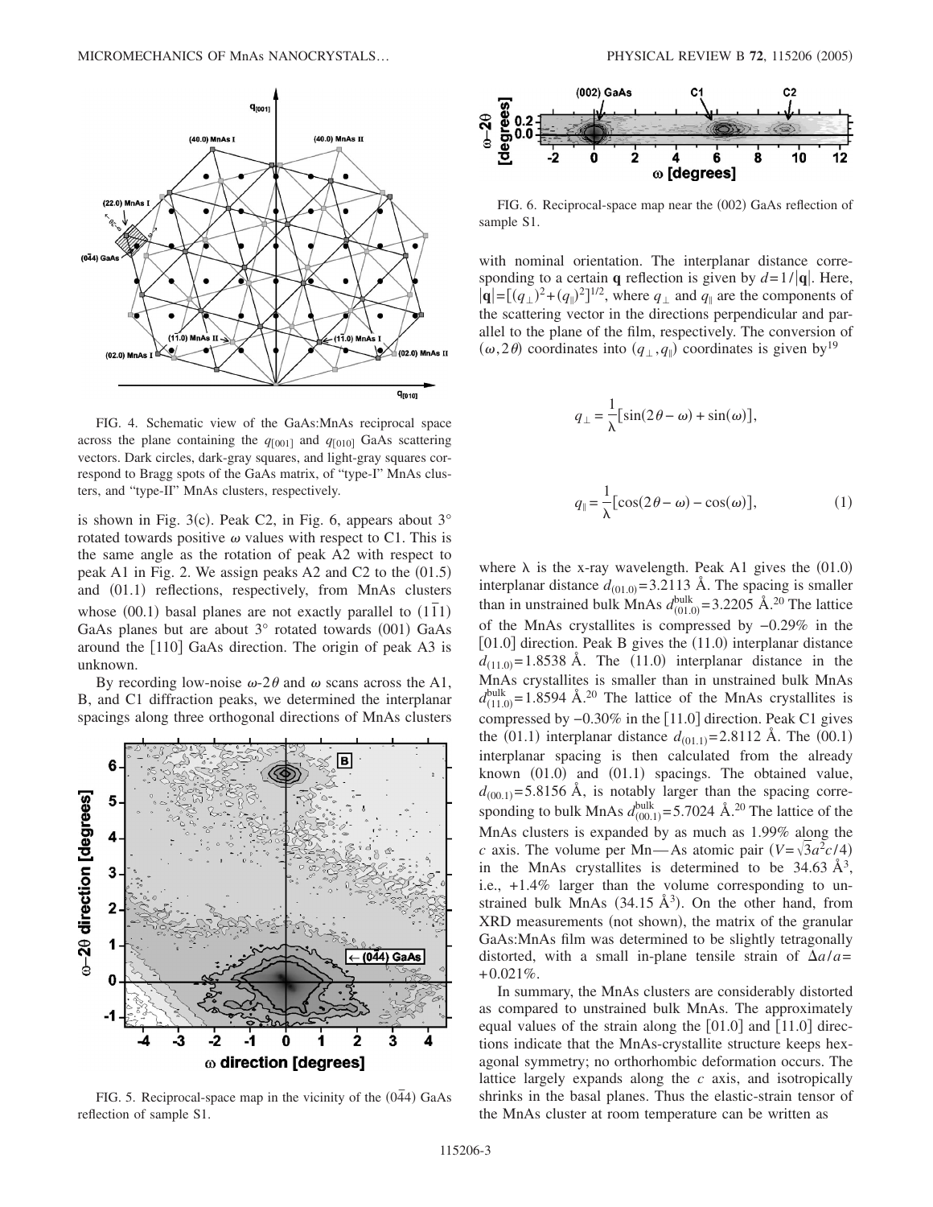FIG. 4. Schematic view of the GaAs:MnAs reciprocal space across the plane containing the $q_{[001]}$ and $q_{[010]}$ GaAs scattering vectors. Dark circles, dark-gray squares, and light-gray squares correspond to Bragg spots of the GaAs matrix, of "type-I" MnAs clusters, and "type-II" MnAs clusters, respectively.

is shown in Fig. 3(c). Peak C2, in Fig. 6, appears about 3° rotated towards positive $\omega$ values with respect to C1. This is the same angle as the rotation of peak A2 with respect to peak A1 in Fig. 2. We assign peaks A2 and C2 to the (01.5) and (01.1) reflections, respectively, from MnAs clusters whose (00.1) basal planes are not exactly parallel to $(1\bar{1}1)$ GaAs planes but are about 3° rotated towards (001) GaAs around the [110] GaAs direction. The origin of peak A3 is unknown.

By recording low-noise $\omega$-$2\theta$ and $\omega$ scans across the A1, B, and C1 diffraction peaks, we determined the interplanar spacings along three orthogonal directions of MnAs clusters

FIG. 5. Reciprocal-space map in the vicinity of the $(0\bar{4}4)$ GaAs reflection of sample S1.

FIG. 6. Reciprocal-space map near the (002) GaAs reflection of sample S1.

with nominal orientation. The interplanar distance corresponding to a certain **q** reflection is given by $d=1/|\mathbf{q}|$. Here, $|\mathbf{q}|=[(q_{\perp})^2+(q_{\parallel})^2]^{1/2}$, where $q_{\perp}$ and $q_{\parallel}$ are the components of the scattering vector in the directions perpendicular and parallel to the plane of the film, respectively. The conversion of $(\omega, 2\theta)$ coordinates into $(q_{\perp}, q_{\parallel})$ coordinates is given by[19]

$$q_{\perp} = \frac{1}{\lambda}[\sin(2\theta-\omega)+\sin(\omega)],$$

$$q_{\parallel} = \frac{1}{\lambda}[\cos(2\theta-\omega)-\cos(\omega)], \tag{1}$$

where $\lambda$ is the x-ray wavelength. Peak A1 gives the (01.0) interplanar distance $d_{(01.0)}=3.2113$ Å. The spacing is smaller than in unstrained bulk MnAs $d^{\mathrm{bulk}}_{(01.0)}=3.2205$ Å.[20] The lattice of the MnAs crystallites is compressed by −0.29% in the [01.0] direction. Peak B gives the (11.0) interplanar distance $d_{(11.0)}=1.8538$ Å. The (11.0) interplanar distance in the MnAs crystallites is smaller than in unstrained bulk MnAs $d^{\mathrm{bulk}}_{(11.0)}=1.8594$ Å.[20] The lattice of the MnAs crystallites is compressed by −0.30% in the [11.0] direction. Peak C1 gives the (01.1) interplanar distance $d_{(01.1)}=2.8112$ Å. The (00.1) interplanar spacing is then calculated from the already known (01.0) and (01.1) spacings. The obtained value, $d_{(00.1)}=5.8156$ Å, is notably larger than the spacing corresponding to bulk MnAs $d^{\mathrm{bulk}}_{(00.1)}=5.7024$ Å.[20] The lattice of the MnAs clusters is expanded by as much as 1.99% along the $c$ axis. The volume per Mn—As atomic pair $(V=\sqrt{3}a^2c/4)$ in the MnAs crystallites is determined to be 34.63 Å$^3$, i.e., +1.4% larger than the volume corresponding to unstrained bulk MnAs (34.15 Å$^3$). On the other hand, from XRD measurements (not shown), the matrix of the granular GaAs:MnAs film was determined to be slightly tetragonally distorted, with a small in-plane tensile strain of $\Delta a/a = +0.021\%$.

In summary, the MnAs clusters are considerably distorted as compared to unstrained bulk MnAs. The approximately equal values of the strain along the [01.0] and [11.0] directions indicate that the MnAs-crystallite structure keeps hexagonal symmetry; no orthorhombic deformation occurs. The lattice largely expands along the $c$ axis, and isotropically shrinks in the basal planes. Thus the elastic-strain tensor of the MnAs cluster at room temperature can be written as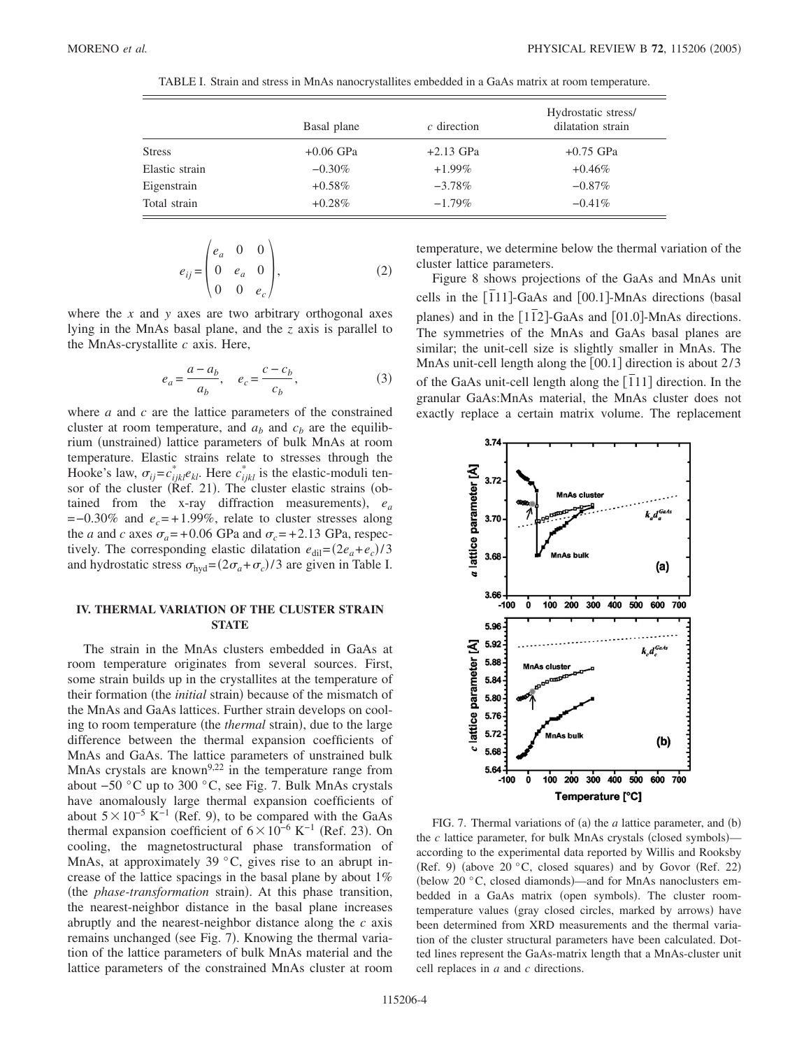TABLE I. Strain and stress in MnAs nanocrystallites embedded in a GaAs matrix at room temperature.

| | Basal plane | $c$ direction | Hydrostatic stress/ dilatation strain |
|---|---|---|---|
| Stress | +0.06 GPa | +2.13 GPa | +0.75 GPa |
| Elastic strain | −0.30% | +1.99% | +0.46% |
| Eigenstrain | +0.58% | −3.78% | −0.87% |
| Total strain | +0.28% | −1.79% | −0.41% |

$$e_{ij} = \begin{pmatrix} e_a & 0 & 0 \\ 0 & e_a & 0 \\ 0 & 0 & e_c \end{pmatrix}, \tag{2}$$

where the $x$ and $y$ axes are two arbitrary orthogonal axes lying in the MnAs basal plane, and the $z$ axis is parallel to the MnAs-crystallite $c$ axis. Here,

$$e_a = \frac{a - a_b}{a_b}, \quad e_c = \frac{c - c_b}{c_b}, \tag{3}$$

where $a$ and $c$ are the lattice parameters of the constrained cluster at room temperature, and $a_b$ and $c_b$ are the equilibrium (unstrained) lattice parameters of bulk MnAs at room temperature. Elastic strains relate to stresses through the Hooke's law, $\sigma_{ij} = c^*_{ijkl} e_{kl}$. Here $c^*_{ijkl}$ is the elastic-moduli tensor of the cluster (Ref. 21). The cluster elastic strains (obtained from the x-ray diffraction measurements), $e_a = -0.30\%$ and $e_c = +1.99\%$, relate to cluster stresses along the $a$ and $c$ axes $\sigma_a = +0.06$ GPa and $\sigma_c = +2.13$ GPa, respectively. The corresponding elastic dilatation $e_{\text{dil}} = (2e_a + e_c)/3$ and hydrostatic stress $\sigma_{\text{hyd}} = (2\sigma_a + \sigma_c)/3$ are given in Table I.

## IV. THERMAL VARIATION OF THE CLUSTER STRAIN STATE

The strain in the MnAs clusters embedded in GaAs at room temperature originates from several sources. First, some strain builds up in the crystallites at the temperature of their formation (the *initial* strain) because of the mismatch of the MnAs and GaAs lattices. Further strain develops on cooling to room temperature (the *thermal* strain), due to the large difference between the thermal expansion coefficients of MnAs and GaAs. The lattice parameters of unstrained bulk MnAs crystals are known[9,22] in the temperature range from about −50 °C up to 300 °C, see Fig. 7. Bulk MnAs crystals have anomalously large thermal expansion coefficients of about $5 \times 10^{-5}$ K$^{-1}$ (Ref. 9), to be compared with the GaAs thermal expansion coefficient of $6 \times 10^{-6}$ K$^{-1}$ (Ref. 23). On cooling, the magnetostructural phase transformation of MnAs, at approximately 39 °C, gives rise to an abrupt increase of the lattice spacings in the basal plane by about 1% (the *phase-transformation* strain). At this phase transition, the nearest-neighbor distance in the basal plane increases abruptly and the nearest-neighbor distance along the $c$ axis remains unchanged (see Fig. 7). Knowing the thermal variation of the lattice parameters of bulk MnAs material and the lattice parameters of the constrained MnAs cluster at room temperature, we determine below the thermal variation of the cluster lattice parameters.

Figure 8 shows projections of the GaAs and MnAs unit cells in the $[\bar{1}11]$-GaAs and [00.1]-MnAs directions (basal planes) and in the $[1\bar{1}2]$-GaAs and [01.0]-MnAs directions. The symmetries of the MnAs and GaAs basal planes are similar; the unit-cell size is slightly smaller in MnAs. The MnAs unit-cell length along the [00.1] direction is about 2/3 of the GaAs unit-cell length along the $[\bar{1}11]$ direction. In the granular GaAs:MnAs material, the MnAs cluster does not exactly replace a certain matrix volume. The replacement

FIG. 7. Thermal variations of (a) the $a$ lattice parameter, and (b) the $c$ lattice parameter, for bulk MnAs crystals (closed symbols)—according to the experimental data reported by Willis and Rooksby (Ref. 9) (above 20 °C, closed squares) and by Govor (Ref. 22) (below 20 °C, closed diamonds)—and for MnAs nanoclusters embedded in a GaAs matrix (open symbols). The cluster room-temperature values (gray closed circles, marked by arrows) have been determined from XRD measurements and the thermal variation of the cluster structural parameters have been calculated. Dotted lines represent the GaAs-matrix length that a MnAs-cluster unit cell replaces in $a$ and $c$ directions.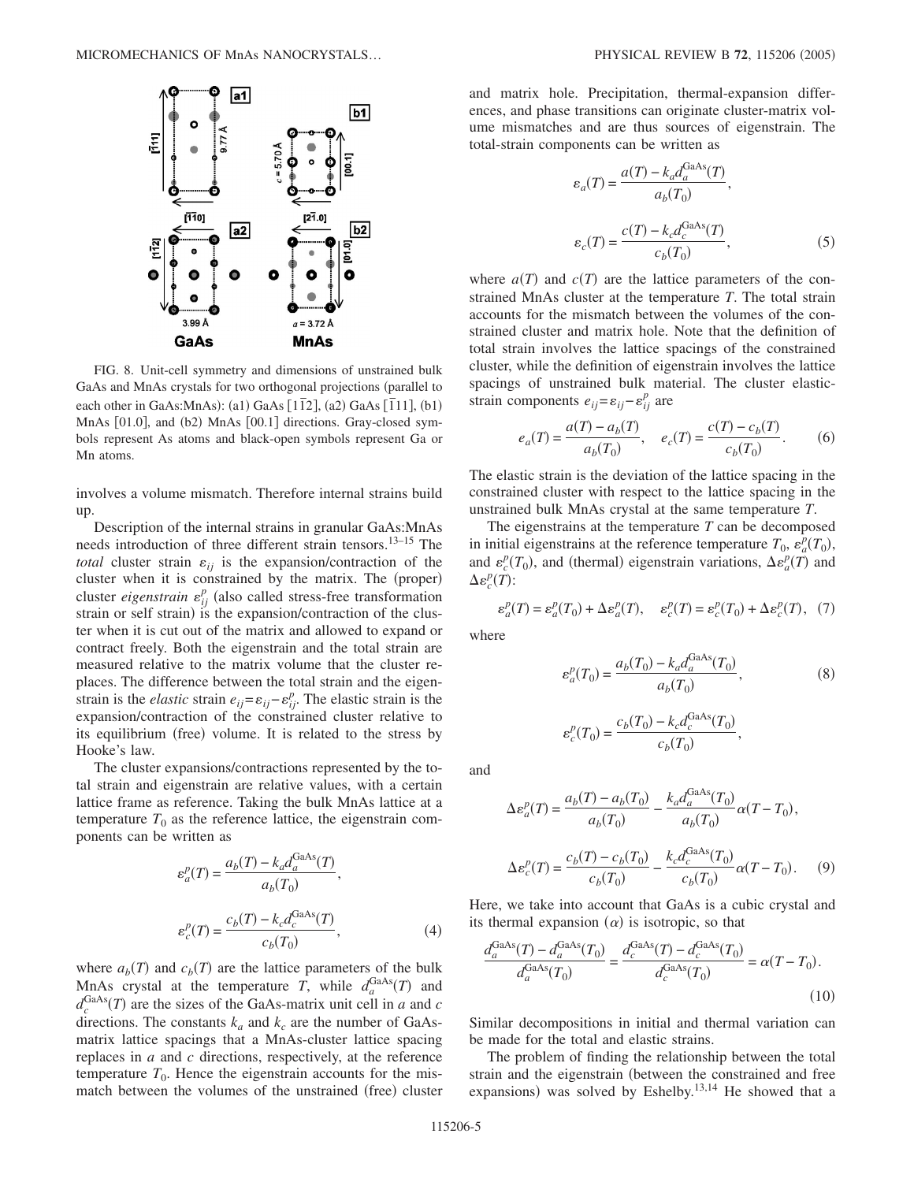FIG. 8. Unit-cell symmetry and dimensions of unstrained bulk GaAs and MnAs crystals for two orthogonal projections (parallel to each other in GaAs:MnAs): (a1) GaAs $[1\bar{1}2]$, (a2) GaAs $[\bar{1}11]$, (b1) MnAs [01.0], and (b2) MnAs [00.1] directions. Gray-closed symbols represent As atoms and black-open symbols represent Ga or Mn atoms.

involves a volume mismatch. Therefore internal strains build up.

Description of the internal strains in granular GaAs:MnAs needs introduction of three different strain tensors.[13–15] The *total* cluster strain $\varepsilon_{ij}$ is the expansion/contraction of the cluster when it is constrained by the matrix. The (proper) cluster *eigenstrain* $\varepsilon_{ij}^p$ (also called stress-free transformation strain or self strain) is the expansion/contraction of the cluster when it is cut out of the matrix and allowed to expand or contract freely. Both the eigenstrain and the total strain are measured relative to the matrix volume that the cluster replaces. The difference between the total strain and the eigenstrain is the *elastic* strain $e_{ij}=\varepsilon_{ij}-\varepsilon_{ij}^p$. The elastic strain is the expansion/contraction of the constrained cluster relative to its equilibrium (free) volume. It is related to the stress by Hooke's law.

The cluster expansions/contractions represented by the total strain and eigenstrain are relative values, with a certain lattice frame as reference. Taking the bulk MnAs lattice at a temperature $T_0$ as the reference lattice, the eigenstrain components can be written as

$$\varepsilon_a^p(T) = \frac{a_b(T) - k_a d_a^{\text{GaAs}}(T)}{a_b(T_0)},$$

$$\varepsilon_c^p(T) = \frac{c_b(T) - k_c d_c^{\text{GaAs}}(T)}{c_b(T_0)}, \tag{4}$$

where $a_b(T)$ and $c_b(T)$ are the lattice parameters of the bulk MnAs crystal at the temperature $T$, while $d_a^{\text{GaAs}}(T)$ and $d_c^{\text{GaAs}}(T)$ are the sizes of the GaAs-matrix unit cell in $a$ and $c$ directions. The constants $k_a$ and $k_c$ are the number of GaAs-matrix lattice spacings that a MnAs-cluster lattice spacing replaces in $a$ and $c$ directions, respectively, at the reference temperature $T_0$. Hence the eigenstrain accounts for the mismatch between the volumes of the unstrained (free) cluster and matrix hole. Precipitation, thermal-expansion differences, and phase transitions can originate cluster-matrix volume mismatches and are thus sources of eigenstrain. The total-strain components can be written as

$$\varepsilon_a(T) = \frac{a(T) - k_a d_a^{\text{GaAs}}(T)}{a_b(T_0)},$$

$$\varepsilon_c(T) = \frac{c(T) - k_c d_c^{\text{GaAs}}(T)}{c_b(T_0)}, \tag{5}$$

where $a(T)$ and $c(T)$ are the lattice parameters of the constrained MnAs cluster at the temperature $T$. The total strain accounts for the mismatch between the volumes of the constrained cluster and matrix hole. Note that the definition of total strain involves the lattice spacings of the constrained cluster, while the definition of eigenstrain involves the lattice spacings of unstrained bulk material. The cluster elastic-strain components $e_{ij}=\varepsilon_{ij}-\varepsilon_{ij}^p$ are

$$e_a(T) = \frac{a(T) - a_b(T)}{a_b(T_0)}, \quad e_c(T) = \frac{c(T) - c_b(T)}{c_b(T_0)}. \tag{6}$$

The elastic strain is the deviation of the lattice spacing in the constrained cluster with respect to the lattice spacing in the unstrained bulk MnAs crystal at the same temperature $T$.

The eigenstrains at the temperature $T$ can be decomposed in initial eigenstrains at the reference temperature $T_0$, $\varepsilon_a^p(T_0)$, and $\varepsilon_c^p(T_0)$, and (thermal) eigenstrain variations, $\Delta\varepsilon_a^p(T)$ and $\Delta\varepsilon_c^p(T)$:

$$\varepsilon_a^p(T) = \varepsilon_a^p(T_0) + \Delta\varepsilon_a^p(T), \quad \varepsilon_c^p(T) = \varepsilon_c^p(T_0) + \Delta\varepsilon_c^p(T), \tag{7}$$

where

$$\varepsilon_a^p(T_0) = \frac{a_b(T_0) - k_a d_a^{\text{GaAs}}(T_0)}{a_b(T_0)}, \tag{8}$$

$$\varepsilon_c^p(T_0) = \frac{c_b(T_0) - k_c d_c^{\text{GaAs}}(T_0)}{c_b(T_0)},$$

and

$$\Delta\varepsilon_a^p(T) = \frac{a_b(T) - a_b(T_0)}{a_b(T_0)} - \frac{k_a d_a^{\text{GaAs}}(T_0)}{a_b(T_0)} \alpha (T - T_0),$$

$$\Delta\varepsilon_c^p(T) = \frac{c_b(T) - c_b(T_0)}{c_b(T_0)} - \frac{k_c d_c^{\text{GaAs}}(T_0)}{c_b(T_0)} \alpha (T - T_0). \tag{9}$$

Here, we take into account that GaAs is a cubic crystal and its thermal expansion ($\alpha$) is isotropic, so that

$$\frac{d_a^{\text{GaAs}}(T) - d_a^{\text{GaAs}}(T_0)}{d_a^{\text{GaAs}}(T_0)} = \frac{d_c^{\text{GaAs}}(T) - d_c^{\text{GaAs}}(T_0)}{d_c^{\text{GaAs}}(T_0)} = \alpha (T - T_0). \tag{10}$$

Similar decompositions in initial and thermal variation can be made for the total and elastic strains.

The problem of finding the relationship between the total strain and the eigenstrain (between the constrained and free expansions) was solved by Eshelby.[13,14] He showed that a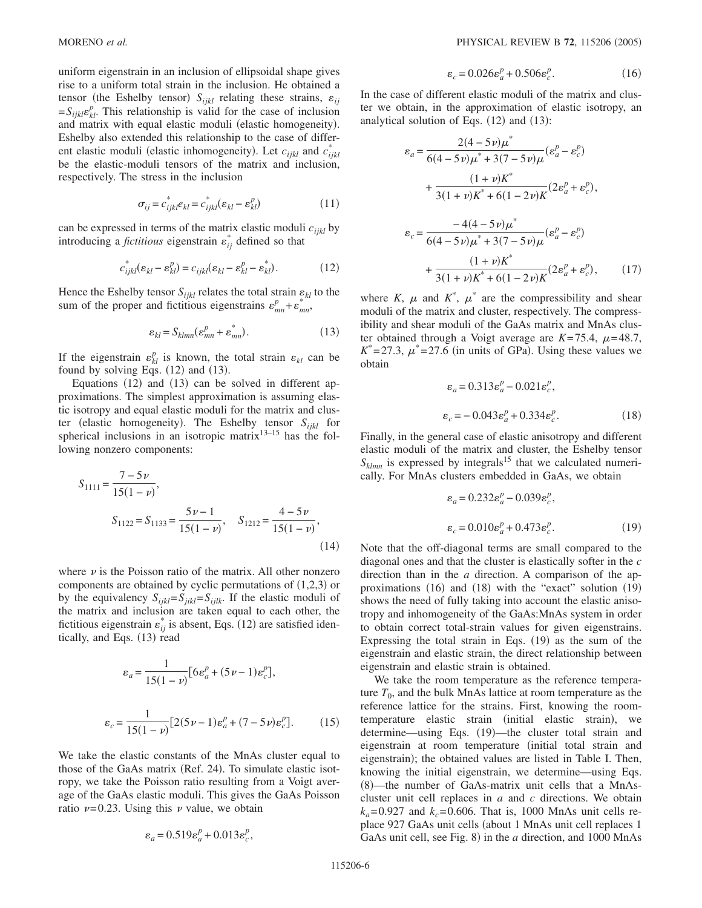uniform eigenstrain in an inclusion of ellipsoidal shape gives rise to a uniform total strain in the inclusion. He obtained a tensor (the Eshelby tensor) $S_{ijkl}$ relating these strains, $\varepsilon_{ij} = S_{ijkl}\varepsilon^p_{kl}$. This relationship is valid for the case of inclusion and matrix with equal elastic moduli (elastic homogeneity). Eshelby also extended this relationship to the case of different elastic moduli (elastic inhomogeneity). Let $c_{ijkl}$ and $c^*_{ijkl}$ be the elastic-moduli tensors of the matrix and inclusion, respectively. The stress in the inclusion

$$\sigma_{ij} = c^*_{ijkl}e_{kl} = c^*_{ijkl}(\varepsilon_{kl} - \varepsilon^p_{kl}) \tag{11}$$

can be expressed in terms of the matrix elastic moduli $c_{ijkl}$ by introducing a *fictitious* eigenstrain $\varepsilon^*_{ij}$ defined so that

$$c^*_{ijkl}(\varepsilon_{kl} - \varepsilon^p_{kl}) = c_{ijkl}(\varepsilon_{kl} - \varepsilon^p_{kl} - \varepsilon^*_{kl}). \tag{12}$$

Hence the Eshelby tensor $S_{ijkl}$ relates the total strain $\varepsilon_{kl}$ to the sum of the proper and fictitious eigenstrains $\varepsilon^p_{mn} + \varepsilon^*_{mn}$,

$$\varepsilon_{kl} = S_{klmn}(\varepsilon^p_{mn} + \varepsilon^*_{mn}). \tag{13}$$

If the eigenstrain $\varepsilon^p_{kl}$ is known, the total strain $\varepsilon_{kl}$ can be found by solving Eqs. (12) and (13).

Equations (12) and (13) can be solved in different approximations. The simplest approximation is assuming elastic isotropy and equal elastic moduli for the matrix and cluster (elastic homogeneity). The Eshelby tensor $S_{ijkl}$ for spherical inclusions in an isotropic matrix[13–15] has the following nonzero components:

$$S_{1111} = \frac{7-5\nu}{15(1-\nu)},$$
$$S_{1122} = S_{1133} = \frac{5\nu - 1}{15(1-\nu)}, \quad S_{1212} = \frac{4-5\nu}{15(1-\nu)}, \tag{14}$$

where $\nu$ is the Poisson ratio of the matrix. All other nonzero components are obtained by cyclic permutations of (1,2,3) or by the equivalency $S_{ijkl} = S_{jikl} = S_{ijlk}$. If the elastic moduli of the matrix and inclusion are taken equal to each other, the fictitious eigenstrain $\varepsilon^*_{ij}$ is absent, Eqs. (12) are satisfied identically, and Eqs. (13) read

$$\varepsilon_a = \frac{1}{15(1-\nu)}[6\varepsilon^p_a + (5\nu - 1)\varepsilon^p_c],$$

$$\varepsilon_c = \frac{1}{15(1-\nu)}[2(5\nu - 1)\varepsilon^p_a + (7-5\nu)\varepsilon^p_c]. \tag{15}$$

We take the elastic constants of the MnAs cluster equal to those of the GaAs matrix (Ref. 24). To simulate elastic isotropy, we take the Poisson ratio resulting from a Voigt average of the GaAs elastic moduli. This gives the GaAs Poisson ratio $\nu = 0.23$. Using this $\nu$ value, we obtain

$$\varepsilon_a = 0.519\varepsilon^p_a + 0.013\varepsilon^p_c,$$

$$\varepsilon_c = 0.026\varepsilon^p_a + 0.506\varepsilon^p_c. \tag{16}$$

In the case of different elastic moduli of the matrix and cluster we obtain, in the approximation of elastic isotropy, an analytical solution of Eqs. (12) and (13):

$$\varepsilon_a = \frac{2(4-5\nu)\mu^*}{6(4-5\nu)\mu^* + 3(7-5\nu)\mu}(\varepsilon^p_a - \varepsilon^p_c) + \frac{(1+\nu)K^*}{3(1+\nu)K^* + 6(1-2\nu)K}(2\varepsilon^p_a + \varepsilon^p_c),$$

$$\varepsilon_c = \frac{-4(4-5\nu)\mu^*}{6(4-5\nu)\mu^* + 3(7-5\nu)\mu}(\varepsilon^p_a - \varepsilon^p_c) + \frac{(1+\nu)K^*}{3(1+\nu)K^* + 6(1-2\nu)K}(2\varepsilon^p_a + \varepsilon^p_c), \tag{17}$$

where $K$, $\mu$ and $K^*$, $\mu^*$ are the compressibility and shear moduli of the matrix and cluster, respectively. The compressibility and shear moduli of the GaAs matrix and MnAs cluster obtained through a Voigt average are $K = 75.4$, $\mu = 48.7$, $K^* = 27.3$, $\mu^* = 27.6$ (in units of GPa). Using these values we obtain

$$\varepsilon_a = 0.313\varepsilon^p_a - 0.021\varepsilon^p_c,$$

$$\varepsilon_c = -0.043\varepsilon^p_a + 0.334\varepsilon^p_c. \tag{18}$$

Finally, in the general case of elastic anisotropy and different elastic moduli of the matrix and cluster, the Eshelby tensor $S_{klmn}$ is expressed by integrals[15] that we calculated numerically. For MnAs clusters embedded in GaAs, we obtain

$$\varepsilon_a = 0.232\varepsilon^p_a - 0.039\varepsilon^p_c,$$

$$\varepsilon_c = 0.010\varepsilon^p_a + 0.473\varepsilon^p_c. \tag{19}$$

Note that the off-diagonal terms are small compared to the diagonal ones and that the cluster is elastically softer in the $c$ direction than in the $a$ direction. A comparison of the approximations (16) and (18) with the "exact" solution (19) shows the need of fully taking into account the elastic anisotropy and inhomogeneity of the GaAs:MnAs system in order to obtain correct total-strain values for given eigenstrains. Expressing the total strain in Eqs. (19) as the sum of the eigenstrain and elastic strain, the direct relationship between eigenstrain and elastic strain is obtained.

We take the room temperature as the reference temperature $T_0$, and the bulk MnAs lattice at room temperature as the reference lattice for the strains. First, knowing the room-temperature elastic strain (initial elastic strain), we determine—using Eqs. (19)—the cluster total strain and eigenstrain at room temperature (initial total strain and eigenstrain); the obtained values are listed in Table I. Then, knowing the initial eigenstrain, we determine—using Eqs. (8)—the number of GaAs-matrix unit cells that a MnAs-cluster unit cell replaces in $a$ and $c$ directions. We obtain $k_a = 0.927$ and $k_c = 0.606$. That is, 1000 MnAs unit cells replace 927 GaAs unit cells (about 1 MnAs unit cell replaces 1 GaAs unit cell, see Fig. 8) in the $a$ direction, and 1000 MnAs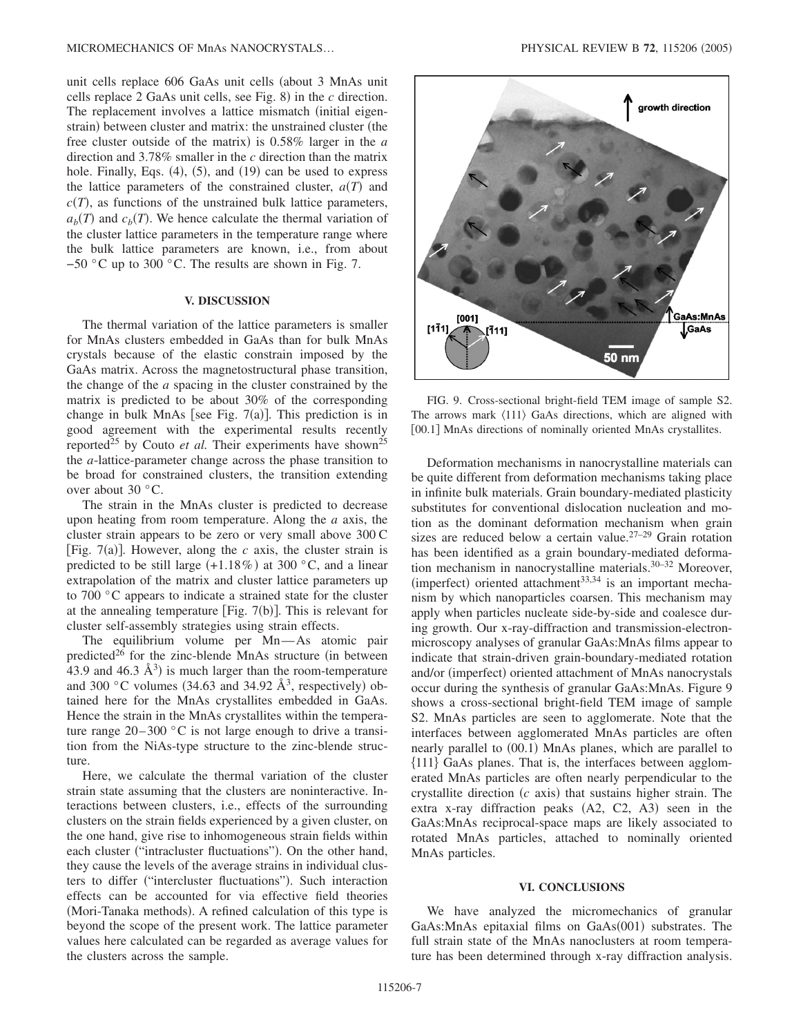unit cells replace 606 GaAs unit cells (about 3 MnAs unit cells replace 2 GaAs unit cells, see Fig. 8) in the $c$ direction. The replacement involves a lattice mismatch (initial eigenstrain) between cluster and matrix: the unstrained cluster (the free cluster outside of the matrix) is 0.58% larger in the $a$ direction and 3.78% smaller in the $c$ direction than the matrix hole. Finally, Eqs. (4), (5), and (19) can be used to express the lattice parameters of the constrained cluster, $a(T)$ and $c(T)$, as functions of the unstrained bulk lattice parameters, $a_b(T)$ and $c_b(T)$. We hence calculate the thermal variation of the cluster lattice parameters in the temperature range where the bulk lattice parameters are known, i.e., from about −50 °C up to 300 °C. The results are shown in Fig. 7.

## V. DISCUSSION

The thermal variation of the lattice parameters is smaller for MnAs clusters embedded in GaAs than for bulk MnAs crystals because of the elastic constrain imposed by the GaAs matrix. Across the magnetostructural phase transition, the change of the $a$ spacing in the cluster constrained by the matrix is predicted to be about 30% of the corresponding change in bulk MnAs [see Fig. 7(a)]. This prediction is in good agreement with the experimental results recently reported[25] by Couto *et al.* Their experiments have shown[25] the $a$-lattice-parameter change across the phase transition to be broad for constrained clusters, the transition extending over about 30 °C.

The strain in the MnAs cluster is predicted to decrease upon heating from room temperature. Along the $a$ axis, the cluster strain appears to be zero or very small above 300 C [Fig. 7(a)]. However, along the $c$ axis, the cluster strain is predicted to be still large (+1.18%) at 300 °C, and a linear extrapolation of the matrix and cluster lattice parameters up to 700 °C appears to indicate a strained state for the cluster at the annealing temperature [Fig. 7(b)]. This is relevant for cluster self-assembly strategies using strain effects.

The equilibrium volume per Mn—As atomic pair predicted[26] for the zinc-blende MnAs structure (in between 43.9 and 46.3 Å$^3$) is much larger than the room-temperature and 300 °C volumes (34.63 and 34.92 Å$^3$, respectively) obtained here for the MnAs crystallites embedded in GaAs. Hence the strain in the MnAs crystallites within the temperature range 20–300 °C is not large enough to drive a transition from the NiAs-type structure to the zinc-blende structure.

Here, we calculate the thermal variation of the cluster strain state assuming that the clusters are noninteractive. Interactions between clusters, i.e., effects of the surrounding clusters on the strain fields experienced by a given cluster, on the one hand, give rise to inhomogeneous strain fields within each cluster ("intracluster fluctuations"). On the other hand, they cause the levels of the average strains in individual clusters to differ ("intercluster fluctuations"). Such interaction effects can be accounted for via effective field theories (Mori-Tanaka methods). A refined calculation of this type is beyond the scope of the present work. The lattice parameter values here calculated can be regarded as average values for the clusters across the sample.

FIG. 9. Cross-sectional bright-field TEM image of sample S2. The arrows mark ⟨111⟩ GaAs directions, which are aligned with [00.1] MnAs directions of nominally oriented MnAs crystallites.

Deformation mechanisms in nanocrystalline materials can be quite different from deformation mechanisms taking place in infinite bulk materials. Grain boundary-mediated plasticity substitutes for conventional dislocation nucleation and motion as the dominant deformation mechanism when grain sizes are reduced below a certain value.[27–29] Grain rotation has been identified as a grain boundary-mediated deformation mechanism in nanocrystalline materials.[30–32] Moreover, (imperfect) oriented attachment[33,34] is an important mechanism by which nanoparticles coarsen. This mechanism may apply when particles nucleate side-by-side and coalesce during growth. Our x-ray-diffraction and transmission-electron-microscopy analyses of granular GaAs:MnAs films appear to indicate that strain-driven grain-boundary-mediated rotation and/or (imperfect) oriented attachment of MnAs nanocrystals occur during the synthesis of granular GaAs:MnAs. Figure 9 shows a cross-sectional bright-field TEM image of sample S2. MnAs particles are seen to agglomerate. Note that the interfaces between agglomerated MnAs particles are often nearly parallel to (00.1) MnAs planes, which are parallel to {111} GaAs planes. That is, the interfaces between agglomerated MnAs particles are often nearly perpendicular to the crystallite direction ($c$ axis) that sustains higher strain. The extra x-ray diffraction peaks (A2, C2, A3) seen in the GaAs:MnAs reciprocal-space maps are likely associated to rotated MnAs particles, attached to nominally oriented MnAs particles.

## VI. CONCLUSIONS

We have analyzed the micromechanics of granular GaAs:MnAs epitaxial films on GaAs(001) substrates. The full strain state of the MnAs nanoclusters at room temperature has been determined through x-ray diffraction analysis.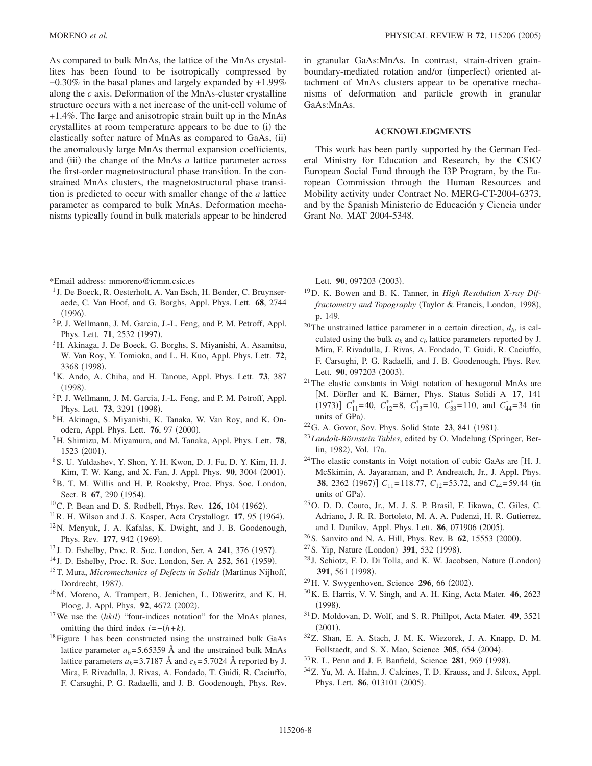As compared to bulk MnAs, the lattice of the MnAs crystallites has been found to be isotropically compressed by −0.30% in the basal planes and largely expanded by +1.99% along the *c* axis. Deformation of the MnAs-cluster crystalline structure occurs with a net increase of the unit-cell volume of +1.4%. The large and anisotropic strain built up in the MnAs crystallites at room temperature appears to be due to (i) the elastically softer nature of MnAs as compared to GaAs, (ii) the anomalously large MnAs thermal expansion coefficients, and (iii) the change of the MnAs *a* lattice parameter across the first-order magnetostructural phase transition. In the constrained MnAs clusters, the magnetostructural phase transition is predicted to occur with smaller change of the *a* lattice parameter as compared to bulk MnAs. Deformation mechanisms typically found in bulk materials appear to be hindered in granular GaAs:MnAs. In contrast, strain-driven grain-boundary-mediated rotation and/or (imperfect) oriented attachment of MnAs clusters appear to be operative mechanisms of deformation and particle growth in granular GaAs:MnAs.

## ACKNOWLEDGMENTS

This work has been partly supported by the German Federal Ministry for Education and Research, by the CSIC/European Social Fund through the I3P Program, by the European Commission through the Human Resources and Mobility activity under Contract No. MERG-CT-2004-6373, and by the Spanish Ministerio de Educación y Ciencia under Grant No. MAT 2004-5348.

---

*Email address: mmoreno@icmm.csic.es

[1] J. De Boeck, R. Oesterholt, A. Van Esch, H. Bender, C. Bruynseraede, C. Van Hoof, and G. Borghs, Appl. Phys. Lett. **68**, 2744 (1996).

[2] P. J. Wellmann, J. M. Garcia, J.-L. Feng, and P. M. Petroff, Appl. Phys. Lett. **71**, 2532 (1997).

[3] H. Akinaga, J. De Boeck, G. Borghs, S. Miyanishi, A. Asamitsu, W. Van Roy, Y. Tomioka, and L. H. Kuo, Appl. Phys. Lett. **72**, 3368 (1998).

[4] K. Ando, A. Chiba, and H. Tanoue, Appl. Phys. Lett. **73**, 387 (1998).

[5] P. J. Wellmann, J. M. Garcia, J.-L. Feng, and P. M. Petroff, Appl. Phys. Lett. **73**, 3291 (1998).

[6] H. Akinaga, S. Miyanishi, K. Tanaka, W. Van Roy, and K. Onodera, Appl. Phys. Lett. **76**, 97 (2000).

[7] H. Shimizu, M. Miyamura, and M. Tanaka, Appl. Phys. Lett. **78**, 1523 (2001).

[8] S. U. Yuldashev, Y. Shon, Y. H. Kwon, D. J. Fu, D. Y. Kim, H. J. Kim, T. W. Kang, and X. Fan, J. Appl. Phys. **90**, 3004 (2001).

[9] B. T. M. Willis and H. P. Rooksby, Proc. Phys. Soc. London, Sect. B **67**, 290 (1954).

[10] C. P. Bean and D. S. Rodbell, Phys. Rev. **126**, 104 (1962).

[11] R. H. Wilson and J. S. Kasper, Acta Crystallogr. **17**, 95 (1964).

[12] N. Menyuk, J. A. Kafalas, K. Dwight, and J. B. Goodenough, Phys. Rev. **177**, 942 (1969).

[13] J. D. Eshelby, Proc. R. Soc. London, Ser. A **241**, 376 (1957).

[14] J. D. Eshelby, Proc. R. Soc. London, Ser. A **252**, 561 (1959).

[15] T. Mura, *Micromechanics of Defects in Solids* (Martinus Nijhoff, Dordrecht, 1987).

[16] M. Moreno, A. Trampert, B. Jenichen, L. Däweritz, and K. H. Ploog, J. Appl. Phys. **92**, 4672 (2002).

[17] We use the $(hkil)$ "four-indices notation" for the MnAs planes, omitting the third index $i=-(h+k)$.

[18] Figure 1 has been constructed using the unstrained bulk GaAs lattice parameter $a_b=5.65359$ Å and the unstrained bulk MnAs lattice parameters $a_b=3.7187$ Å and $c_b=5.7024$ Å reported by J. Mira, F. Rivadulla, J. Rivas, A. Fondado, T. Guidi, R. Caciuffo, F. Carsughi, P. G. Radaelli, and J. B. Goodenough, Phys. Rev. Lett. **90**, 097203 (2003).

[19] D. K. Bowen and B. K. Tanner, in *High Resolution X-ray Diffractometry and Topography* (Taylor & Francis, London, 1998), p. 149.

[20] The unstrained lattice parameter in a certain direction, $d_b$, is calculated using the bulk $a_b$ and $c_b$ lattice parameters reported by J. Mira, F. Rivadulla, J. Rivas, A. Fondado, T. Guidi, R. Caciuffo, F. Carsughi, P. G. Radaelli, and J. B. Goodenough, Phys. Rev. Lett. **90**, 097203 (2003).

[21] The elastic constants in Voigt notation of hexagonal MnAs are [M. Dörfler and K. Bärner, Phys. Status Solidi A **17**, 141 (1973)] $C^*_{11}=40$, $C^*_{12}=8$, $C^*_{13}=10$, $C^*_{33}=110$, and $C^*_{44}=34$ (in units of GPa).

[22] G. A. Govor, Sov. Phys. Solid State **23**, 841 (1981).

[23] *Landolt-Börnstein Tables*, edited by O. Madelung (Springer, Berlin, 1982), Vol. 17a.

[24] The elastic constants in Voigt notation of cubic GaAs are [H. J. McSkimin, A. Jayaraman, and P. Andreatch, Jr., J. Appl. Phys. **38**, 2362 (1967)] $C_{11}=118.77$, $C_{12}=53.72$, and $C_{44}=59.44$ (in units of GPa).

[25] O. D. D. Couto, Jr., M. J. S. P. Brasil, F. Iikawa, C. Giles, C. Adriano, J. R. R. Bortoleto, M. A. A. Pudenzi, H. R. Gutierrez, and I. Danilov, Appl. Phys. Lett. **86**, 071906 (2005).

[26] S. Sanvito and N. A. Hill, Phys. Rev. B **62**, 15553 (2000).

[27] S. Yip, Nature (London) **391**, 532 (1998).

[28] J. Schiotz, F. D. Di Tolla, and K. W. Jacobsen, Nature (London) **391**, 561 (1998).

[29] H. V. Swygenhoven, Science **296**, 66 (2002).

[30] K. E. Harris, V. V. Singh, and A. H. King, Acta Mater. **46**, 2623 (1998).

[31] D. Moldovan, D. Wolf, and S. R. Phillpot, Acta Mater. **49**, 3521 (2001).

[32] Z. Shan, E. A. Stach, J. M. K. Wiezorek, J. A. Knapp, D. M. Follstaedt, and S. X. Mao, Science **305**, 654 (2004).

[33] R. L. Penn and J. F. Banfield, Science **281**, 969 (1998).

[34] Z. Yu, M. A. Hahn, J. Calcines, T. D. Krauss, and J. Silcox, Appl. Phys. Lett. **86**, 013101 (2005).